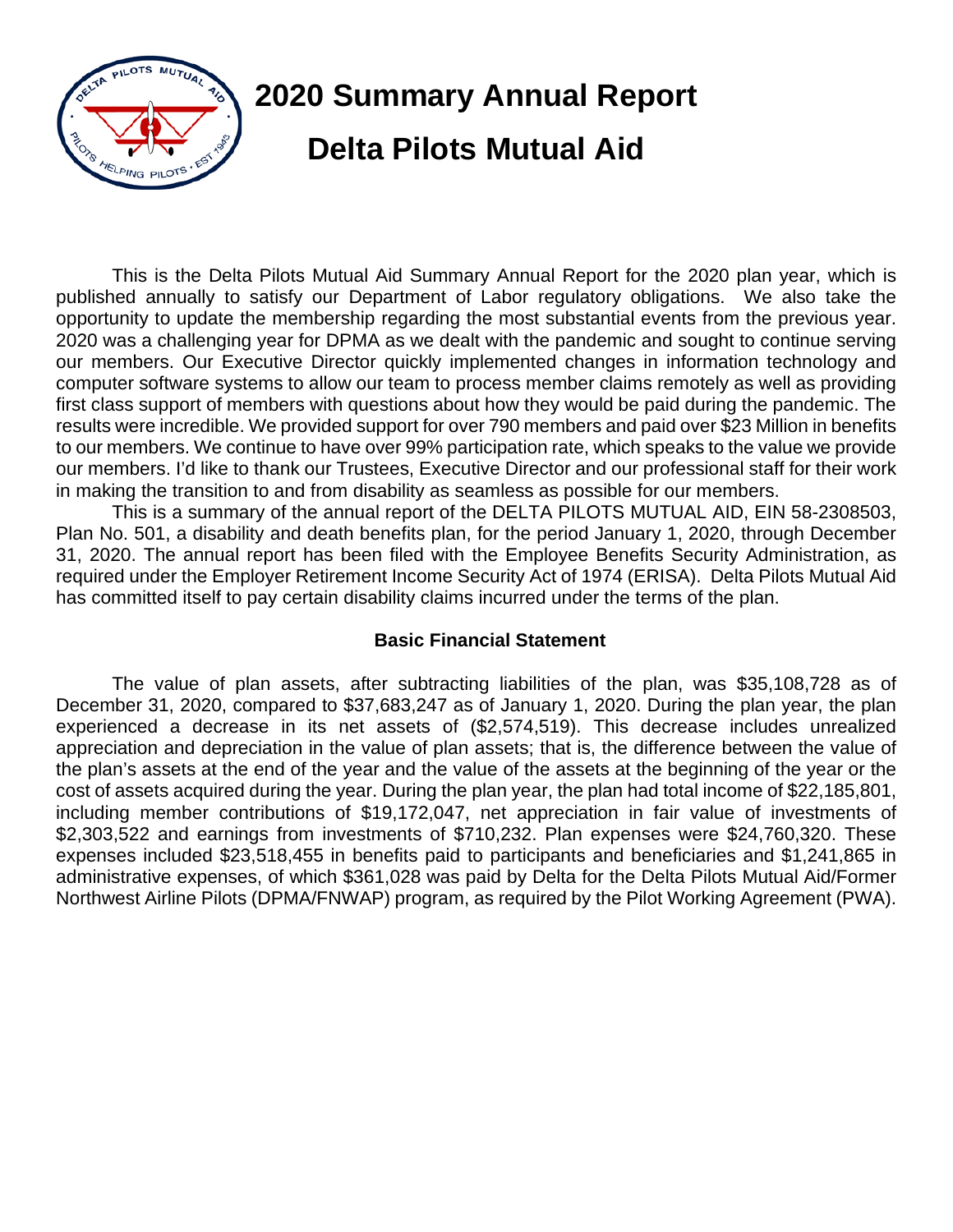# 2020 Summary Annual Report

# Delta Pilots Mutual Aid

This is the Delta Pilots Mutual Aid Summary Annual Report for the 2020 plan year, which is published annually to satisfy our Department of Labor regulatory obligations. We also take the opportunity to update the membership regarding the most substantial events from the previous year. 2020 was a challenging year for DPMA as we dealt with the pandemic and sought to continue serving our members. Our Executive Director quickly implemented changes in information technology and computer software systems to allow our team to process member claims remotely as well as providing first class support of members with questions about how they would be paid during the pandemic. The results were incredible. We provided support for over 790 members and paid over $23 Million in benefits to our members. We continue to have over 99% participation rate, which speaks to the value we provide our members. I'd like to thank our Trustees, Executive Director and our professional staff for their work in making the transition to and from disability as seamless as possible for our members.

This is a summary of the annual report of the DELTA PILOTS MUTUAL AID, EIN 58-2308503, Plan No. 501, a disability and death benefits plan, for the period January 1, 2020, through December 31, 2020. The annual report has been filed with the Employee Benefits Security Administration, as required under the Employer Retirement Income Security Act of 1974 (ERISA). Delta Pilots Mutual Aid has committed itself to pay certain disability claims incurred under the terms of the plan.

### Basic Financial Statement

The value of plan assets, after subtracting liabilities of the plan, was $35,108,728 as of December 31, 2020, compared to $37,683,247 as of January 1, 2020. During the plan year, the plan experienced a decrease in its net assets of ($2,574,519). This decrease includes unrealized appreciation and depreciation in the value of plan assets; that is, the difference between the value of the plan's assets at the end of the year and the value of the assets at the beginning of the year or the cost of assets acquired during the year. During the plan year, the plan had total income of $22,185,801, including member contributions of $19,172,047, net appreciation in fair value of investments of $2,303,522 and earnings from investments of $710,232. Plan expenses were $24,760,320. These expenses included $23,518,455 in benefits paid to participants and beneficiaries and $1,241,865 in administrative expenses, of which $361,028 was paid by Delta for the Delta Pilots Mutual Aid/Former Northwest Airline Pilots (DPMA/FNWAP) program, as required by the Pilot Working Agreement (PWA).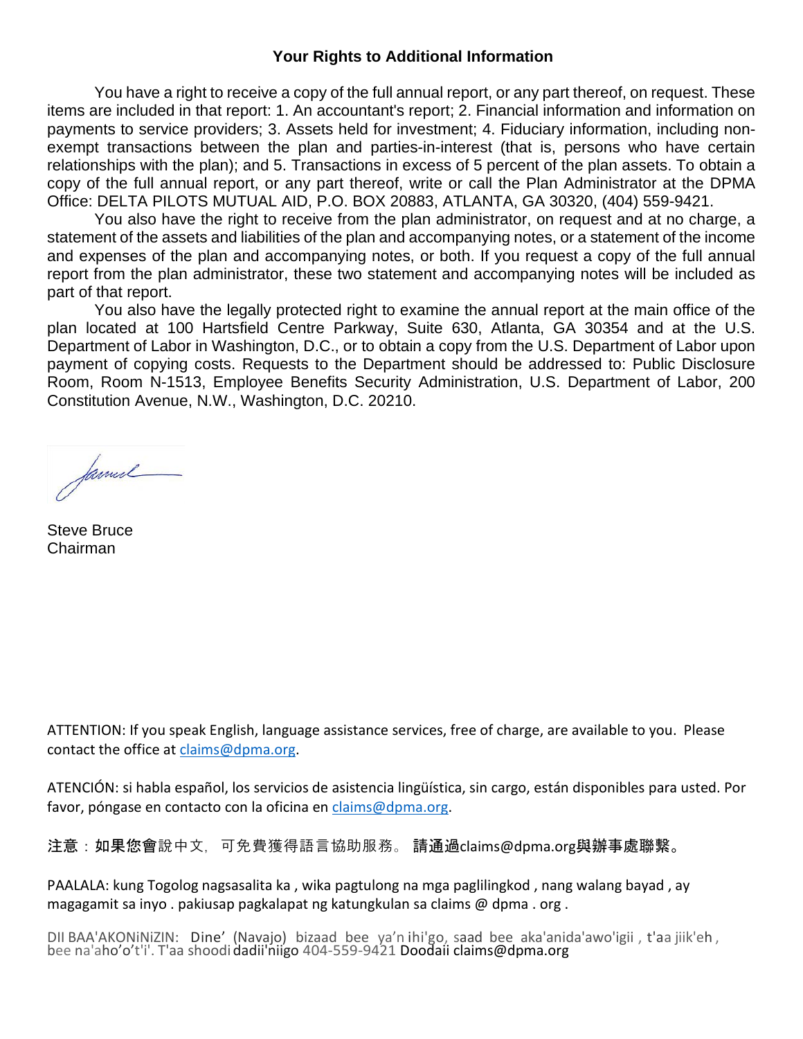## Your Rights to Additional Information

You have a right to receive a copy of the full annual report, or any part thereof, on request. These items are included in that report: 1. An accountant's report; 2. Financial information and information on payments to service providers; 3. Assets held for investment; 4. Fiduciary information, including non-exempt transactions between the plan and parties-in-interest (that is, persons who have certain relationships with the plan); and 5. Transactions in excess of 5 percent of the plan assets. To obtain a copy of the full annual report, or any part thereof, write or call the Plan Administrator at the DPMA Office: DELTA PILOTS MUTUAL AID, P.O. BOX 20883, ATLANTA, GA 30320, (404) 559-9421.

You also have the right to receive from the plan administrator, on request and at no charge, a statement of the assets and liabilities of the plan and accompanying notes, or a statement of the income and expenses of the plan and accompanying notes, or both. If you request a copy of the full annual report from the plan administrator, these two statement and accompanying notes will be included as part of that report.

You also have the legally protected right to examine the annual report at the main office of the plan located at 100 Hartsfield Centre Parkway, Suite 630, Atlanta, GA 30354 and at the U.S. Department of Labor in Washington, D.C., or to obtain a copy from the U.S. Department of Labor upon payment of copying costs. Requests to the Department should be addressed to: Public Disclosure Room, Room N-1513, Employee Benefits Security Administration, U.S. Department of Labor, 200 Constitution Avenue, N.W., Washington, D.C. 20210.

Steve Bruce
Chairman

ATTENTION: If you speak English, language assistance services, free of charge, are available to you. Please contact the office at claims@dpma.org.

ATENCIÓN: si habla español, los servicios de asistencia lingüística, sin cargo, están disponibles para usted. Por favor, póngase en contacto con la oficina en claims@dpma.org.

注意：如果您會說中文，可免費獲得語言協助服務。 請通過claims@dpma.org與辦事處聯繫。

PAALALA: kung Togolog nagsasalita ka , wika pagtulong na mga paglilingkod , nang walang bayad , ay magagamit sa inyo . pakiusap pagkalapat ng katungkulan sa claims @ dpma . org .

DII BAA'AKONiNiZIN: Dine' (Navajo) bizaad bee ya'n ihi'go, saad bee aka'anida'awo'igii , t'aa jiik'eh , bee na'aho'o't'i'. T'aa shoodi dadii'niigo 404-559-9421 Doodaii claims@dpma.org